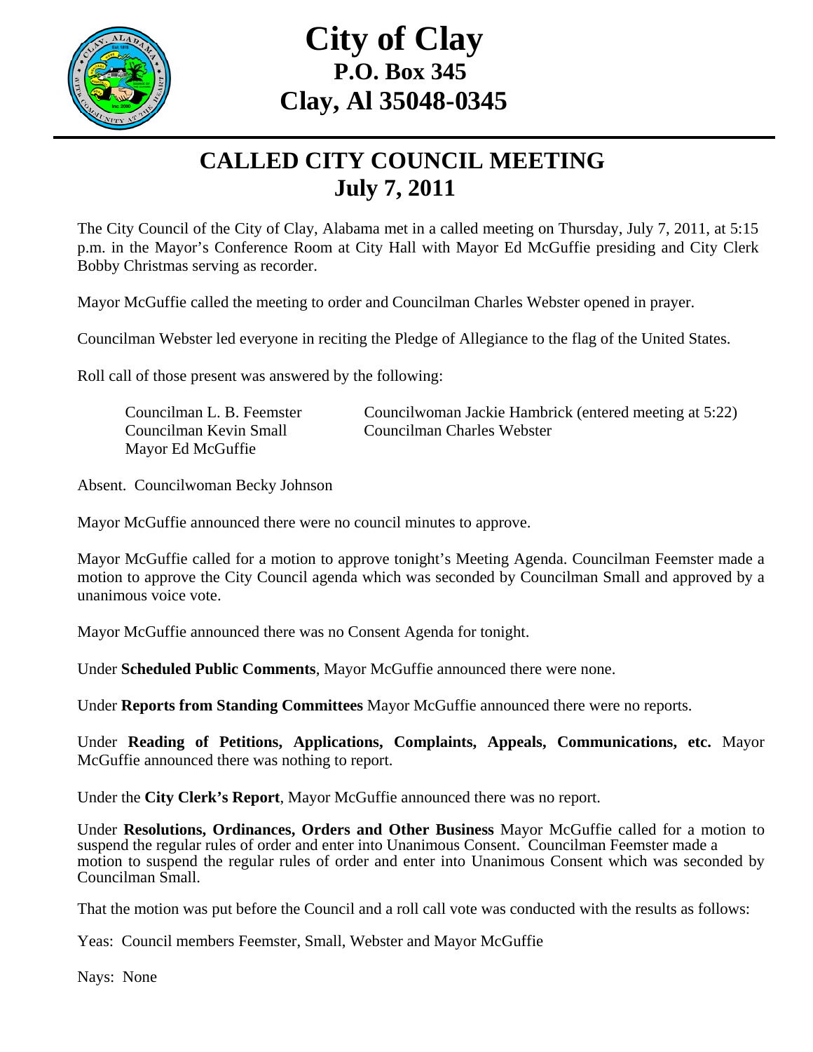# City of Clay
## P.O. Box 345
## Clay, Al 35048-0345

## CALLED CITY COUNCIL MEETING
## July 7, 2011

The City Council of the City of Clay, Alabama met in a called meeting on Thursday, July 7, 2011, at 5:15 p.m. in the Mayor's Conference Room at City Hall with Mayor Ed McGuffie presiding and City Clerk Bobby Christmas serving as recorder.

Mayor McGuffie called the meeting to order and Councilman Charles Webster opened in prayer.

Councilman Webster led everyone in reciting the Pledge of Allegiance to the flag of the United States.

Roll call of those present was answered by the following:

Councilman L. B. Feemster
Councilwoman Jackie Hambrick (entered meeting at 5:22)
Councilman Kevin Small
Councilman Charles Webster
Mayor Ed McGuffie

Absent. Councilwoman Becky Johnson

Mayor McGuffie announced there were no council minutes to approve.

Mayor McGuffie called for a motion to approve tonight's Meeting Agenda. Councilman Feemster made a motion to approve the City Council agenda which was seconded by Councilman Small and approved by a unanimous voice vote.

Mayor McGuffie announced there was no Consent Agenda for tonight.

Under **Scheduled Public Comments**, Mayor McGuffie announced there were none.

Under **Reports from Standing Committees** Mayor McGuffie announced there were no reports.

Under **Reading of Petitions, Applications, Complaints, Appeals, Communications, etc.** Mayor McGuffie announced there was nothing to report.

Under the **City Clerk's Report**, Mayor McGuffie announced there was no report.

Under **Resolutions, Ordinances, Orders and Other Business** Mayor McGuffie called for a motion to suspend the regular rules of order and enter into Unanimous Consent. Councilman Feemster made a motion to suspend the regular rules of order and enter into Unanimous Consent which was seconded by Councilman Small.

That the motion was put before the Council and a roll call vote was conducted with the results as follows:

Yeas: Council members Feemster, Small, Webster and Mayor McGuffie

Nays: None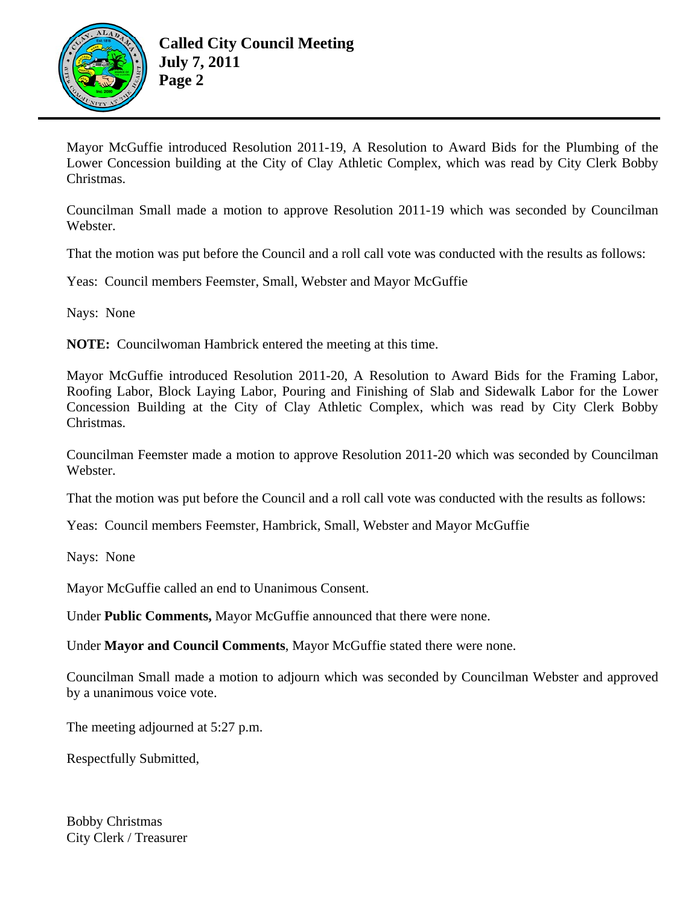Mayor McGuffie introduced Resolution 2011-19, A Resolution to Award Bids for the Plumbing of the Lower Concession building at the City of Clay Athletic Complex, which was read by City Clerk Bobby Christmas.

Councilman Small made a motion to approve Resolution 2011-19 which was seconded by Councilman Webster.

That the motion was put before the Council and a roll call vote was conducted with the results as follows:

Yeas: Council members Feemster, Small, Webster and Mayor McGuffie

Nays: None

**NOTE:** Councilwoman Hambrick entered the meeting at this time.

Mayor McGuffie introduced Resolution 2011-20, A Resolution to Award Bids for the Framing Labor, Roofing Labor, Block Laying Labor, Pouring and Finishing of Slab and Sidewalk Labor for the Lower Concession Building at the City of Clay Athletic Complex, which was read by City Clerk Bobby Christmas.

Councilman Feemster made a motion to approve Resolution 2011-20 which was seconded by Councilman Webster.

That the motion was put before the Council and a roll call vote was conducted with the results as follows:

Yeas: Council members Feemster, Hambrick, Small, Webster and Mayor McGuffie

Nays: None

Mayor McGuffie called an end to Unanimous Consent.

Under **Public Comments,** Mayor McGuffie announced that there were none.

Under **Mayor and Council Comments**, Mayor McGuffie stated there were none.

Councilman Small made a motion to adjourn which was seconded by Councilman Webster and approved by a unanimous voice vote.

The meeting adjourned at 5:27 p.m.

Respectfully Submitted,

Bobby Christmas
City Clerk / Treasurer